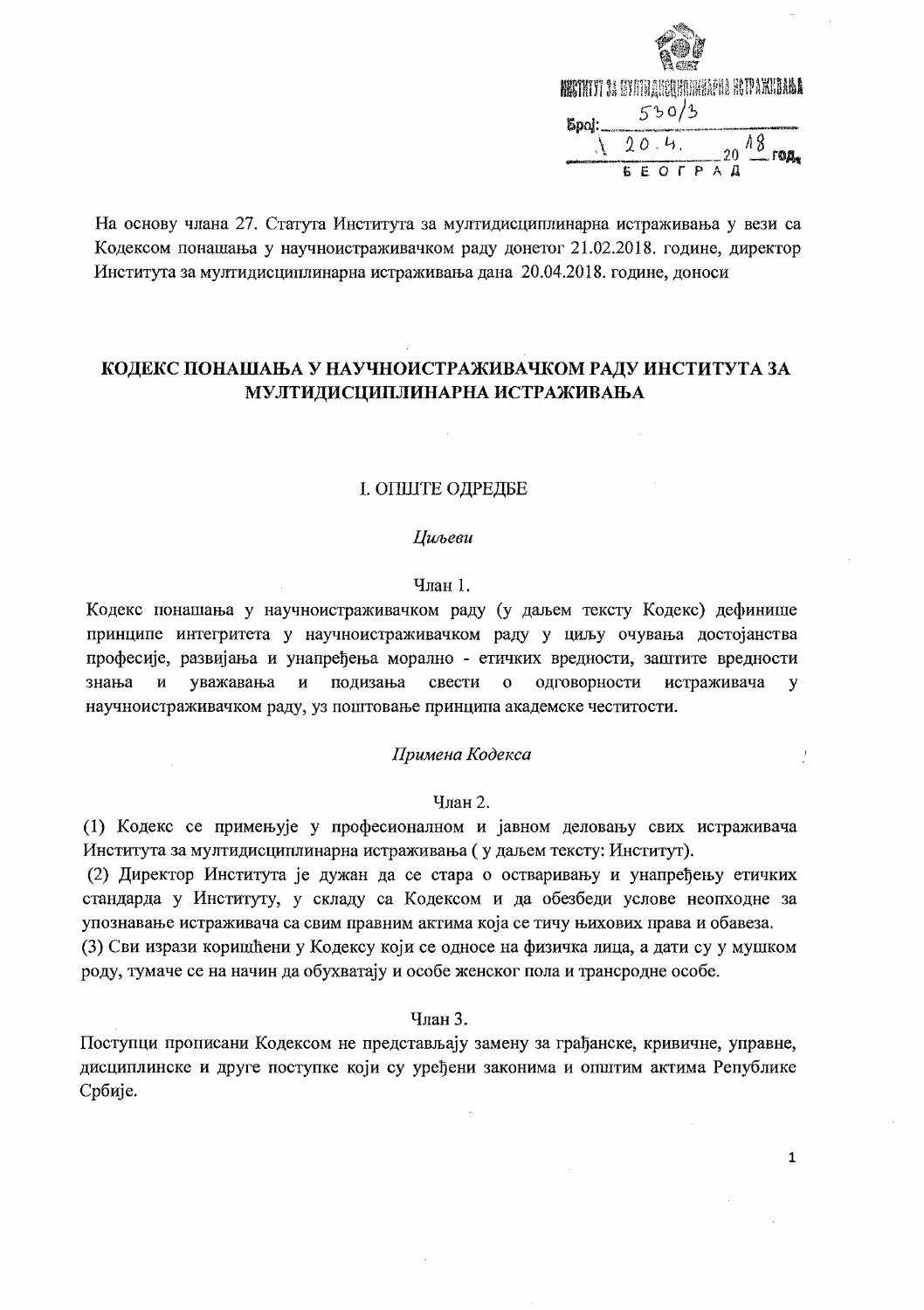ИНСТИТУТ ЗА МУЛТИДИСЦИПЛИНАРНА ИСТРАЖИВАЊА
Број: 530/3
20.4. 20 18 год.
БЕОГРАД

На основу члана 27. Статута Института за мултидисциплинарна истраживања у вези са Кодексом понашања у научноистраживачком раду донетог 21.02.2018. године, директор Института за мултидисциплинарна истраживања дана 20.04.2018. године, доноси

# КОДЕКС ПОНАШАЊА У НАУЧНОИСТРАЖИВАЧКОМ РАДУ ИНСТИТУТА ЗА МУЛТИДИСЦИПЛИНАРНА ИСТРАЖИВАЊА

## I. ОПШТЕ ОДРЕДБЕ

*Циљеви*

Члан 1.

Кодекс понашања у научноистраживачком раду (у даљем тексту Кодекс) дефинише принципе интегритета у научноистраживачком раду у циљу очувања достојанства професије, развијања и унапређења морално - етичких вредности, заштите вредности знања и уважавања и подизања свести о одговорности истраживача у научноистраживачком раду, уз поштовање принципа академске честитости.

*Примена Кодекса*

Члан 2.

(1) Кодекс се примењује у професионалном и јавном деловању свих истраживача Института за мултидисциплинарна истраживања ( у даљем тексту: Институт).

(2) Директор Института је дужан да се стара о остваривању и унапређењу етичких стандарда у Институту, у складу са Кодексом и да обезбеди услове неопходне за упознавање истраживача са свим правним актима која се тичу њихових права и обавеза.

(3) Сви изрази коришћени у Кодексу који се односе на физичка лица, а дати су у мушком роду, тумаче се на начин да обухватају и особе женског пола и трансродне особе.

Члан 3.

Поступци прописани Кодексом не представљају замену за грађанске, кривичне, управне, дисциплинске и друге поступке који су уређени законима и општим актима Републике Србије.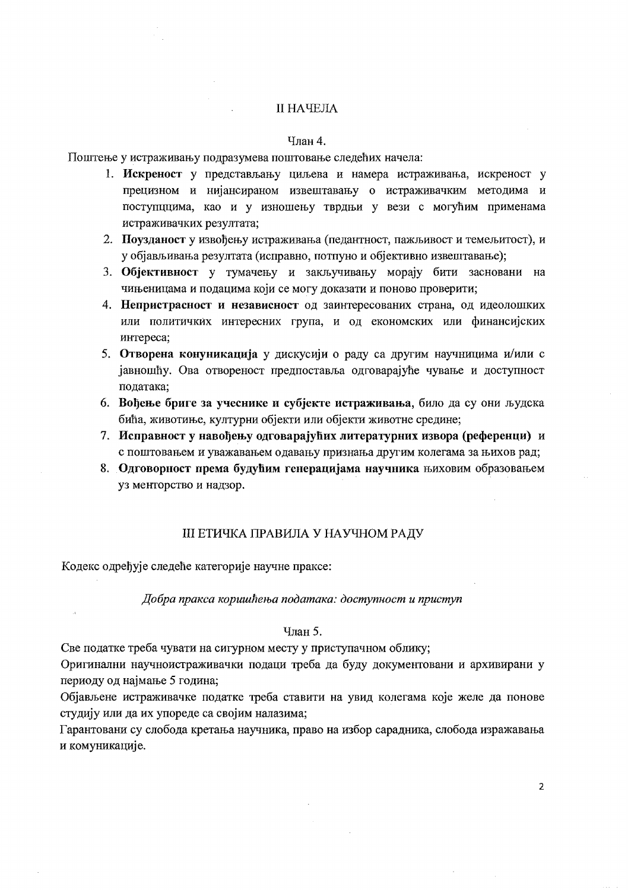## II НАЧЕЛА

Члан 4.

Поштење у истраживању подразумева поштовање следећих начела:

1. **Искреност** у представљању циљева и намера истраживања, искреност у прецизном и нијансираном извештавању о истраживачким методима и поступццима, као и у изношењу тврдњи у вези с могућим применама истраживачких резултата;
2. **Поузданост** у извођењу истраживања (педантност, пажљивост и темељитост), и у објављивања резултата (исправно, потпуно и објективно извештавање);
3. **Објективност** у тумачењу и закључивању морају бити засновани на чињеницама и подацима који се могу доказати и поново проверити;
4. **Непристрасност и независност** од заинтересованих страна, од идеолошких или политичких интересних група, и од економских или финансијских интереса;
5. **Отворена конуникација** у дискусији о раду са другим научницима и/или с јавношћу. Ова отвореност предпоставља одговарајуће чување и доступност података;
6. **Вођење бриге за учеснике и субјекте истраживања**, било да су они људска бића, животиње, културни објекти или објекти животне средине;
7. **Исправност у навођењу одговарајућих литературних извора (референци)** и с поштовањем и уважавањем одавању признања другим колегама за њихов рад;
8. **Одговорност према будућим генерацијама научника** њиховим образовањем уз менторство и надзор.

## III ЕТИЧКА ПРАВИЛА У НАУЧНОМ РАДУ

Кодекс одређује следеће категорије научне праксе:

*Добра пракса коришћења података: доступност и приступ*

Члан 5.

Све податке треба чувати на сигурном месту у приступачном облику;

Оригинални научноистраживачки подаци треба да буду документовани и архивирани у периоду од најмање 5 година;

Објављене истраживачке податке треба ставити на увид колегама које желе да понове студију или да их упореде са својим налазима;

Гарантовани су слобода кретања научника, право на избор сарадника, слобода изражавања и комуникације.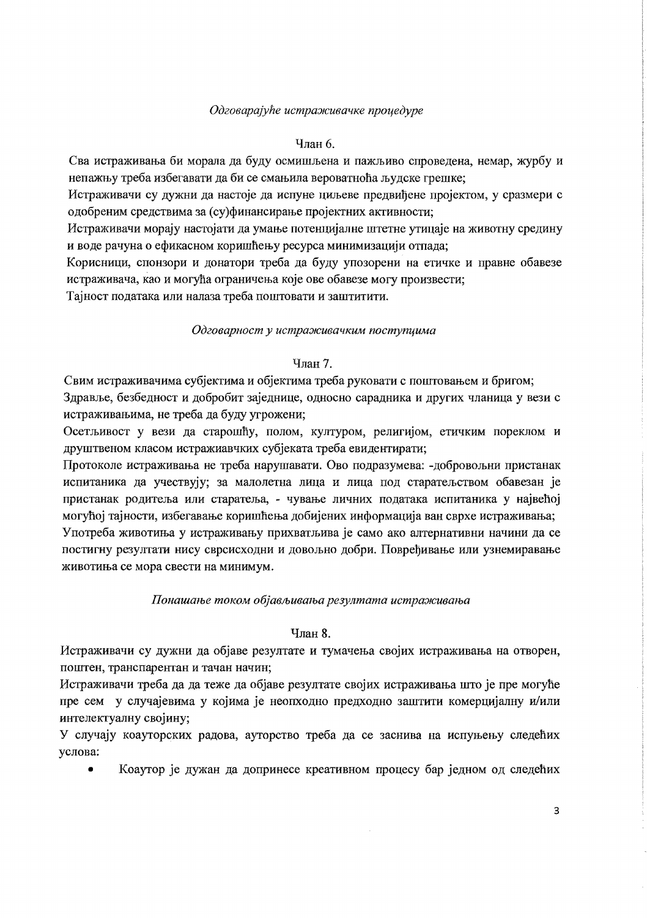*Одговарајуће истраживачке процедуре*

Члан 6.

Сва истраживања би морала да буду осмишљена и пажљиво спроведена, немар, журбу и непажњу треба избегавати да би се смањила вероватноћа људске грешке;

Истраживачи су дужни да настоје да испуне циљеве предвиђене пројектом, у сразмери с одобреним средствима за (су)финансирање пројектних активности;

Истраживачи морају настојати да умање потенцијалне штетне утицаје на животну средину и воде рачуна о ефикасном коришћењу ресурса минимизацији отпада;

Корисници, спонзори и донатори треба да буду упозорени на етичке и правне обавезе истраживача, као и могућа ограничења које ове обавезе могу произвести;

Тајност података или налаза треба поштовати и заштитити.

*Одговорност у истраживачким поступцима*

Члан 7.

Свим истраживачима субјектима и објектима треба руковати с поштовањем и бригом;

Здравље, безбедност и добробит заједнице, односно сарадника и других чланица у вези с истраживањима, не треба да буду угрожени;

Осетљивост у вези да старошћу, полом, културом, религијом, етичким пореклом и друштвеном класом истражиавчких субјеката треба евидентирати;

Протоколе истраживања не треба нарушавати. Ово подразумева: -добровољни пристанак испитаника да учествују; за малолетна лица и лица под старатељством обавезан је пристанак родитеља или старатеља, - чување личних података испитаника у највећој могућој тајности, избегавање коришћења добијених информација ван сврхе истраживања;

Употреба животиња у истраживању прихватљива је само ако алтернативни начини да се постигну резултати нису сврсисходни и довољно добри. Повређивање или узнемиравање животиња се мора свести на минимум.

*Понашање током објављивања резултата истраживања*

Члан 8.

Истраживачи су дужни да објаве резултате и тумачења својих истраживања на отворен, поштен, транспарентан и тачан начин;

Истраживачи треба да да теже да објаве резултате својих истраживања што је пре могуће пре сем у случајевима у којима је неопходно предходно заштити комерцијалну и/или интелектуалну својину;

У случају коауторских радова, ауторство треба да се заснива на испуњењу следећих услова:

- Коаутор је дужан да допринесе креативном процесу бар једном од следећих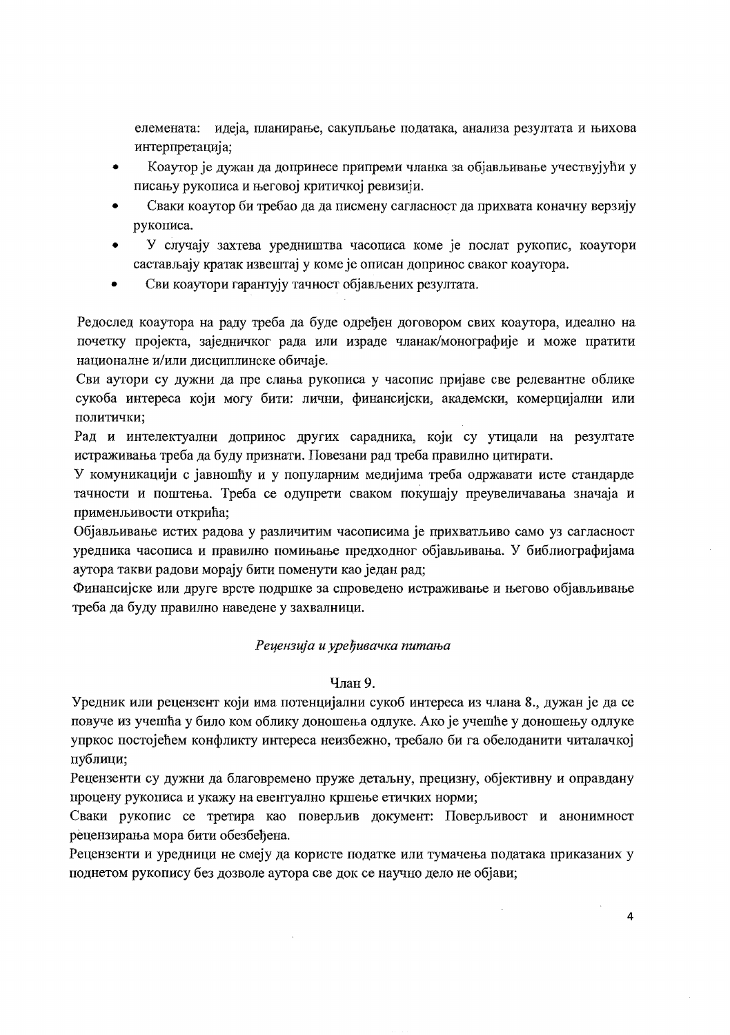елемената: идеја, планирање, сакупљање података, анализа резултата и њихова интерпретација;

- Коаутор је дужан да допринесе припреми чланка за објављивање учествујући у писању рукописа и његовој критичкој ревизији.
- Сваки коаутор би требао да да писмену сагласност да прихвата коначну верзију рукописа.
- У случају захтева уредништва часописа коме је послат рукопис, коаутори састављају кратак извештај у коме је описан допринос сваког коаутора.
- Сви коаутори гарантују тачност објављених резултата.

Редослед коаутора на раду треба да буде одређен договором свих коаутора, идеално на почетку пројекта, заједничког рада или израде чланак/монографије и може пратити националне и/или дисциплинске обичаје.

Сви аутори су дужни да пре слања рукописа у часопис пријаве све релевантне облике сукоба интереса који могу бити: лични, финансијски, академски, комерцијални или политички;

Рад и интелектуални допринос других сарадника, који су утицали на резултате истраживања треба да буду признати. Повезани рад треба правилно цитирати.

У комуникацији с јавношћу и у популарним медијима треба одржавати исте стандарде тачности и поштења. Треба се одупрети сваком покушају преувеличавања значаја и примењљивости открића;

Објављивање истих радова у различитим часописима је прихватљиво само уз сагласност уредника часописа и правилно помињање предходног објављивања. У библиографијама аутора такви радови морају бити поменути као један рад;

Финансијске или друге врсте подршке за спроведено истраживање и његово објављивање треба да буду правилно наведене у захвалници.

*Рецензија и уређивачка питања*

Члан 9.

Уредник или рецензент који има потенцијални сукоб интереса из члана 8., дужан је да се повуче из учешћа у било ком облику доношења одлуке. Ако је учешће у доношењу одлуке упркос постојећем конфликту интереса неизбежно, требало би га обелоданити читалачкој публици;

Рецензенти су дужни да благовремено пруже детаљну, прецизну, објективну и оправдану процену рукописа и укажу на евентуално кршење етичких норми;

Сваки рукопис се третира као поверљив документ: Поверљивост и анонимност рецензирања мора бити обезбеђена.

Рецензенти и уредници не смеју да користе податке или тумачења података приказаних у поднетом рукопису без дозволе аутора све док се научно дело не објави;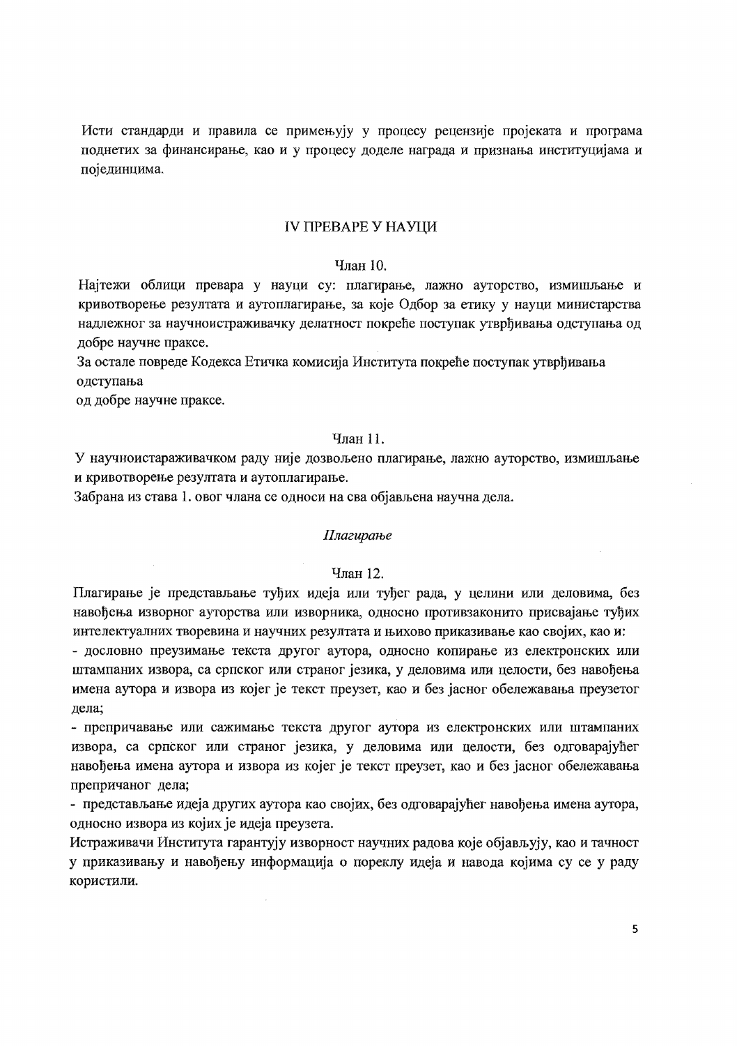Исти стандарди и правила се примењују у процесу рецензије пројеката и програма поднетих за финансирање, као и у процесу доделе награда и признања институцијама и појединцима.

## IV ПРЕВАРЕ У НАУЦИ

### Члан 10.

Најтежи облици превара у науци су: плагирање, лажно ауторство, измишљање и кривотворење резултата и аутоплагирање, за које Одбор за етику у науци министарства надлежног за научноистраживачку делатност покреће поступак утврђивања одступања од добре научне праксе.

За остале повреде Кодекса Етичка комисија Института покреће поступак утврђивања одступања
од добре научне праксе.

### Члан 11.

У научноистараживачком раду није дозвољено плагирање, лажно ауторство, измишљање и кривотворење резултата и аутоплагирање.

Забрана из става 1. овог члана се односи на сва објављена научна дела.

*Плагирање*

### Члан 12.

Плагирање је представљање туђих идеја или туђег рада, у целини или деловима, без навођења изворног ауторства или изворника, односно противзаконито присвајање туђих интелектуалних творевина и научних резултата и њихово приказивање као својих, као и:

- дословно преузимање текста другог аутора, односно копирање из електронских или штампаних извора, са српског или страног језика, у деловима или целости, без навођења имена аутора и извора из којег је текст преузет, као и без јасног обележавања преузетог дела;
- препричавање или сажимање текста другог аутора из електронских или штампаних извора, са српског или страног језика, у деловима или целости, без одговарајућег навођења имена аутора и извора из којег је текст преузет, као и без јасног обележавања препричаног дела;
- представљање идеја других аутора као својих, без одговарајућег навођења имена аутора, односно извора из којих је идеја преузета.

Истраживачи Института гарантују изворност научних радова које објављују, као и тачност у приказивању и навођењу информација о пореклу идеја и навода којима су се у раду користили.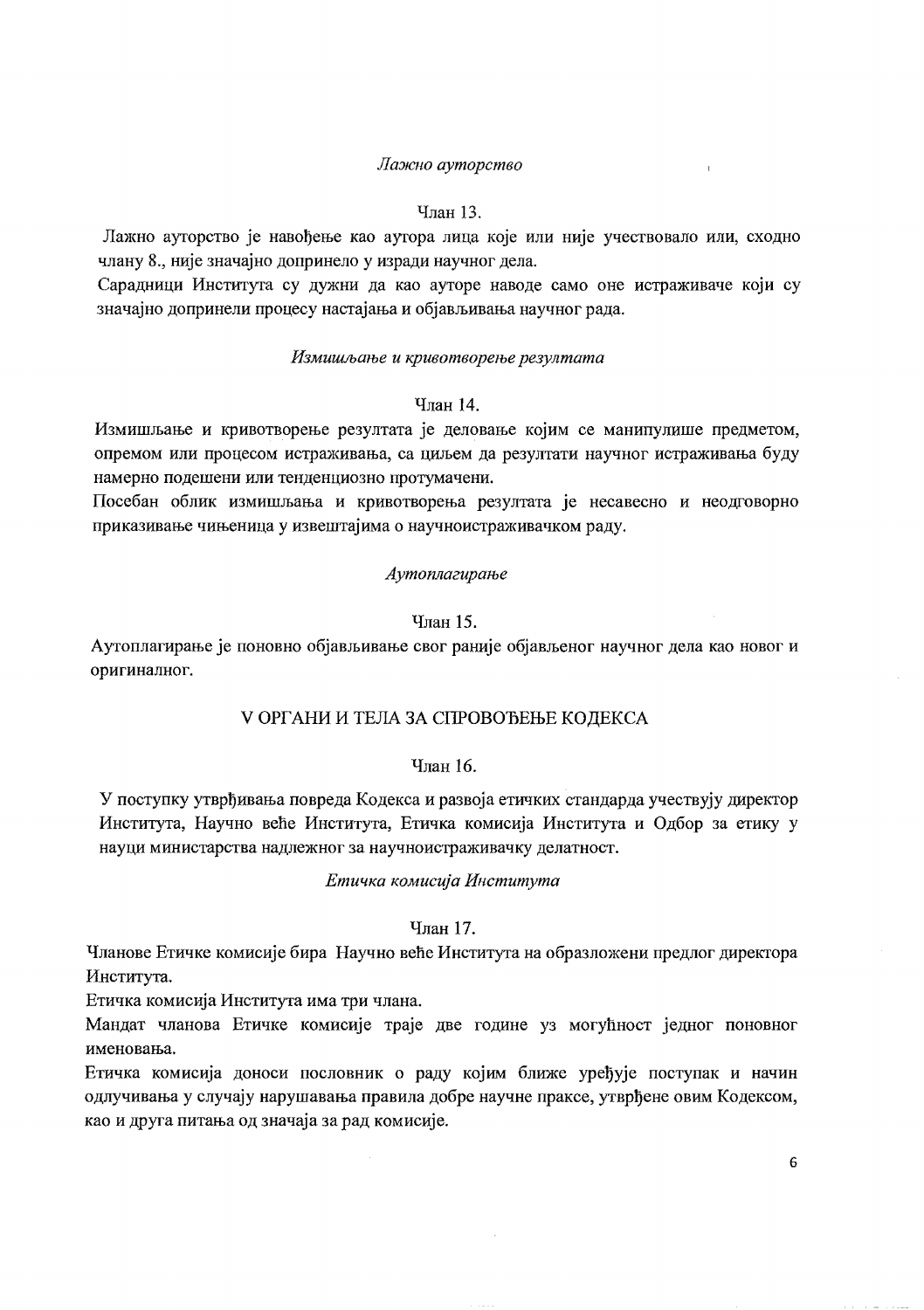*Лажно ауторство*

Члан 13.

Лажно ауторство је навођење као аутора лица које или није учествовало или, сходно члану 8., није значајно допринело у изради научног дела.

Сарадници Института су дужни да као ауторе наводе само оне истраживаче који су значајно допринели процесу настајања и објављивања научног рада.

*Измишљање и кривотворење резултата*

Члан 14.

Измишљање и кривотворење резултата је деловање којим се манипулише предметом, опремом или процесом истраживања, са циљем да резултати научног истраживања буду намерно подешени или тенденциозно протумачени.

Посебан облик измишљања и кривотворења резултата је несавесно и неодговорно приказивање чињеница у извештајима о научноистраживачком раду.

*Аутоплагирање*

Члан 15.

Аутоплагирање је поновно објављивање свог раније објављеног научног дела као новог и оригиналног.

## V ОРГАНИ И ТЕЛА ЗА СПРОВОЂЕЊЕ КОДЕКСА

Члан 16.

У поступку утврђивања повреда Кодекса и развоја етичких стандарда учествују директор Института, Научно веће Института, Етичка комисија Института и Одбор за етику у науци министарства надлежног за научноистраживачку делатност.

*Етичка комисија Института*

Члан 17.

Чланове Етичке комисије бира Научно веће Института на образложени предлог директора Института.

Етичка комисија Института има три члана.

Мандат чланова Етичке комисије траје две године уз могућност једног поновног именовања.

Етичка комисија доноси пословник о раду којим ближе уређује поступак и начин одлучивања у случају нарушавања правила добре научне праксе, утврђене овим Кодексом, као и друга питања од значаја за рад комисије.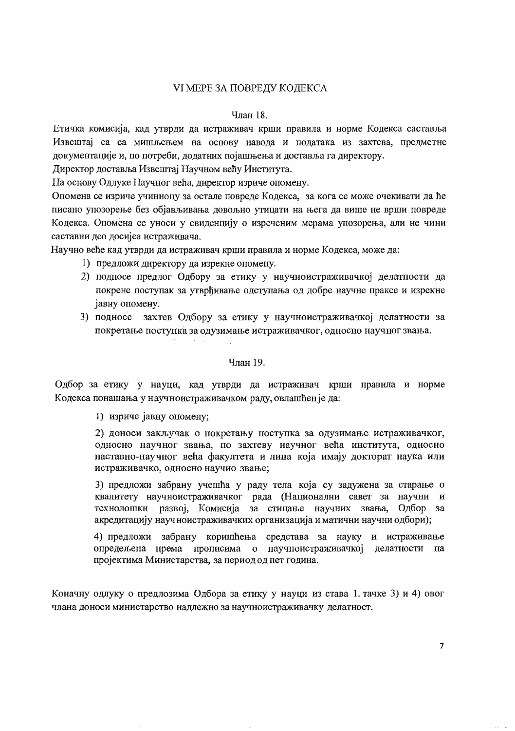## VI МЕРЕ ЗА ПОВРЕДУ КОДЕКСА

### Члан 18.

Етичка комисија, кад утврди да истраживач крши правила и норме Кодекса саставља Извештај са са мишљењем на основу навода и података из захтева, предметне документације и, по потреби, додатних појашњења и доставља га директору.

Директор доставља Извештај Научном већу Института.

На основу Одлуке Научног већа, директор изриче опомену.

Опомена се изриче учиниоцу за остале повреде Кодекса, за кога се може очекивати да ће писано упозорење без објављивања довољно утицати на њега да више не врши повреде Кодекса. Опомена се уноси у евиденцију о изреченим мерама упозорења, али не чини саставни део досијеа истраживача.

Научно веће кад утврди да истраживач крши правила и норме Кодекса, може да:

1) предложи директору да изрекне опомену.
2) подносе предлог Одбору за етику у научноистраживачкој делатности да покрене поступак за утврђивање одступања од добре научне праксе и изрекне јавну опомену.
3) подносе захтев Одбору за етику у научноистраживачкој делатности за покретање поступка за одузимање истраживачког, односно научног звања.

### Члан 19.

Одбор за етику у науци, кад утврди да истраживач крши правила и норме Кодекса понашања у научноистраживачком раду, овлашћен је да:

1) изриче јавну опомену;

2) доноси закључак о покретању поступка за одузимање истраживачког, односно научног звања, по захтеву научног већа института, односно наставно-научног већа факултета и лица која имају докторат наука или истраживачко, односно научио звање;

3) предложи забрану учешћа у раду тела која су задужена за старање о квалитету научноистраживачког рада (Национални савет за научни и технолошки развој, Комисија за стицање научних звања, Одбор за акредитацију научноистраживачких организација и матични научни одбори);

4) предложи забрану коришћења средстава за науку и истраживање опредељена према прописима о научноистраживачкој делатности на пројектима Министарства, за период од пет година.

Коначну одлуку о предлозима Одбора за етику у науци из става 1. тачке 3) и 4) овог члана доноси министарство надлежно за научноистраживачку делатност.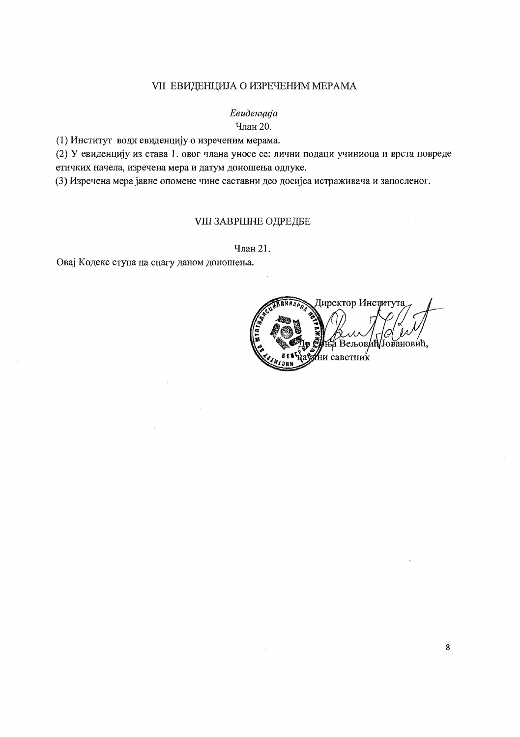## VII ЕВИДЕНЦИЈА О ИЗРЕЧЕНИМ МЕРАМА

*Евиденција*

Члан 20.

(1) Институт води евиденцију о изреченим мерама.

(2) У евиденцију из става 1. овог члана уносе се: лични подаци учиниоца и врста повреде етичких начела, изречена мера и датум доношења одлуке.

(3) Изречена мера јавне опомене чине саставни део досијеа истраживача и запосленог.

## VIII ЗАВРШНЕ ОДРЕДБЕ

Члан 21.

Овај Кодекс ступа на снагу даном доношења.

Директор Института

Др Соња Вељовић Јовановић,

научни саветник